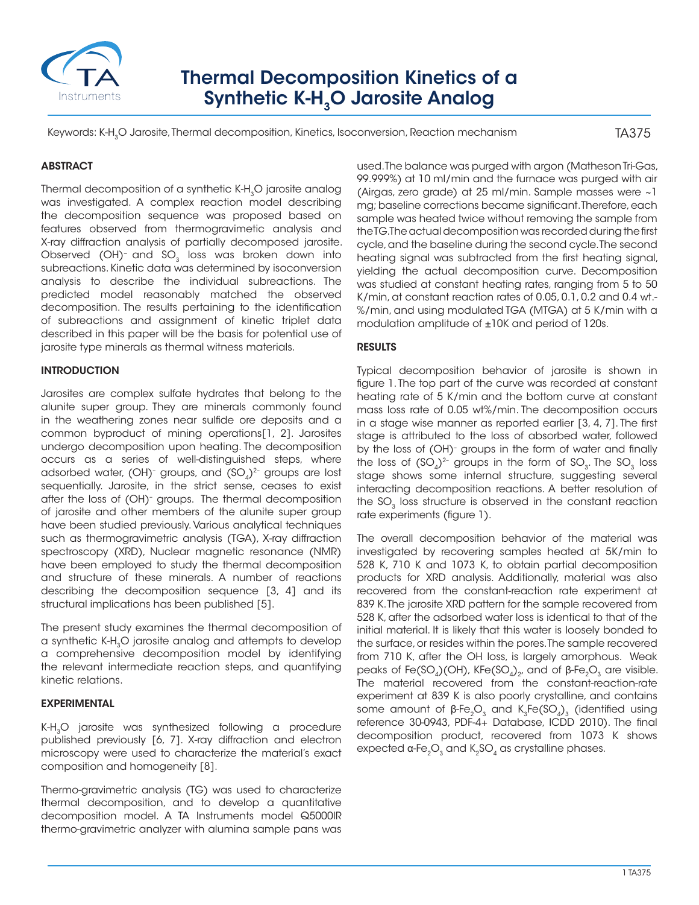# Thermal Decomposition Kinetics of a Synthetic K-$H_3O$ Jarosite Analog

Keywords: K-$H_3O$ Jarosite, Thermal decomposition, Kinetics, Isoconversion, Reaction mechanism

TA375

## ABSTRACT

Thermal decomposition of a synthetic K-$H_3O$ jarosite analog was investigated. A complex reaction model describing the decomposition sequence was proposed based on features observed from thermogravimetric analysis and X-ray diffraction analysis of partially decomposed jarosite. Observed $(OH)^-$ and $SO_3$ loss was broken down into subreactions. Kinetic data was determined by isoconversion analysis to describe the individual subreactions. The predicted model reasonably matched the observed decomposition. The results pertaining to the identification of subreactions and assignment of kinetic triplet data described in this paper will be the basis for potential use of jarosite type minerals as thermal witness materials.

## INTRODUCTION

Jarosites are complex sulfate hydrates that belong to the alunite super group. They are minerals commonly found in the weathering zones near sulfide ore deposits and a common byproduct of mining operations[1, 2]. Jarosites undergo decomposition upon heating. The decomposition occurs as a series of well-distinguished steps, where adsorbed water, $(OH)^-$ groups, and $(SO_4)^{2-}$ groups are lost sequentially. Jarosite, in the strict sense, ceases to exist after the loss of $(OH)^-$ groups. The thermal decomposition of jarosite and other members of the alunite super group have been studied previously. Various analytical techniques such as thermogravimetric analysis (TGA), X-ray diffraction spectroscopy (XRD), Nuclear magnetic resonance (NMR) have been employed to study the thermal decomposition and structure of these minerals. A number of reactions describing the decomposition sequence [3, 4] and its structural implications has been published [5].

The present study examines the thermal decomposition of a synthetic K-$H_3O$ jarosite analog and attempts to develop a comprehensive decomposition model by identifying the relevant intermediate reaction steps, and quantifying kinetic relations.

## EXPERIMENTAL

K-$H_3O$ jarosite was synthesized following a procedure published previously [6, 7]. X-ray diffraction and electron microscopy were used to characterize the material's exact composition and homogeneity [8].

Thermo-gravimetric analysis (TG) was used to characterize thermal decomposition, and to develop a quantitative decomposition model. A TA Instruments model Q5000IR thermo-gravimetric analyzer with alumina sample pans was used. The balance was purged with argon (Matheson Tri-Gas, 99.999%) at 10 ml/min and the furnace was purged with air (Airgas, zero grade) at 25 ml/min. Sample masses were ~1 mg; baseline corrections became significant. Therefore, each sample was heated twice without removing the sample from the TG. The actual decomposition was recorded during the first cycle, and the baseline during the second cycle. The second heating signal was subtracted from the first heating signal, yielding the actual decomposition curve. Decomposition was studied at constant heating rates, ranging from 5 to 50 K/min, at constant reaction rates of 0.05, 0.1, 0.2 and 0.4 wt.-%/min, and using modulated TGA (MTGA) at 5 K/min with a modulation amplitude of ±10K and period of 120s.

## RESULTS

Typical decomposition behavior of jarosite is shown in figure 1. The top part of the curve was recorded at constant heating rate of 5 K/min and the bottom curve at constant mass loss rate of 0.05 wt%/min. The decomposition occurs in a stage wise manner as reported earlier [3, 4, 7]. The first stage is attributed to the loss of absorbed water, followed by the loss of $(OH)^-$ groups in the form of water and finally the loss of $(SO_4)^{2-}$ groups in the form of $SO_3$. The $SO_3$ loss stage shows some internal structure, suggesting several interacting decomposition reactions. A better resolution of the $SO_3$ loss structure is observed in the constant reaction rate experiments (figure 1).

The overall decomposition behavior of the material was investigated by recovering samples heated at 5K/min to 528 K, 710 K and 1073 K, to obtain partial decomposition products for XRD analysis. Additionally, material was also recovered from the constant-reaction rate experiment at 839 K. The jarosite XRD pattern for the sample recovered from 528 K, after the adsorbed water loss is identical to that of the initial material. It is likely that this water is loosely bonded to the surface, or resides within the pores. The sample recovered from 710 K, after the OH loss, is largely amorphous. Weak peaks of $Fe(SO_4)(OH)$, $KFe(SO_4)_2$, and of β-$Fe_2O_3$ are visible. The material recovered from the constant-reaction-rate experiment at 839 K is also poorly crystalline, and contains some amount of β-$Fe_2O_3$ and $K_3Fe(SO_4)_3$ (identified using reference 30-0943, PDF-4+ Database, ICDD 2010). The final decomposition product, recovered from 1073 K shows expected α-$Fe_2O_3$ and $K_2SO_4$ as crystalline phases.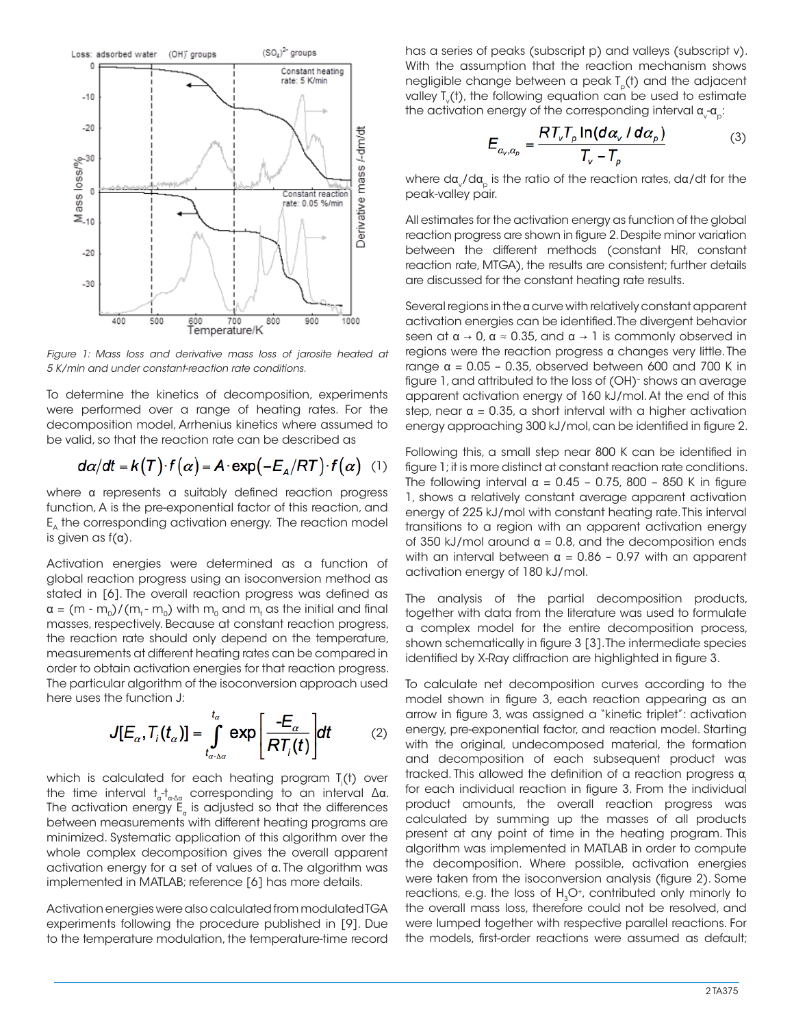*Figure 1: Mass loss and derivative mass loss of jarosite heated at 5 K/min and under constant-reaction rate conditions.*

To determine the kinetics of decomposition, experiments were performed over a range of heating rates. For the decomposition model, Arrhenius kinetics were assumed to be valid, so that the reaction rate can be described as

$$d\alpha/dt = k(T)\cdot f(\alpha) = A\cdot \exp(-E_A/RT)\cdot f(\alpha) \quad (1)$$

where α represents a suitably defined reaction progress function, A is the pre-exponential factor of this reaction, and $E_A$ the corresponding activation energy. The reaction model is given as f(α).

Activation energies were determined as a function of global reaction progress using an isoconversion method as stated in [6]. The overall reaction progress was defined as $\alpha = (m - m_0)/(m_f - m_0)$ with $m_0$ and $m_f$ as the initial and final masses, respectively. Because at constant reaction progress, the reaction rate should only depend on the temperature, measurements at different heating rates can be compared in order to obtain activation energies for that reaction progress. The particular algorithm of the isoconversion approach used here uses the function J:

$$J[E_\alpha, T_i(t_\alpha)] = \int_{t_{\alpha-\Delta\alpha}}^{t_\alpha} \exp\left[\frac{-E_\alpha}{RT_i(t)}\right]dt \quad (2)$$

which is calculated for each heating program $T_i(t)$ over the time interval $t_\alpha$-$t_{\alpha-\Delta\alpha}$ corresponding to an interval Δα. The activation energy $E_\alpha$ is adjusted so that the differences between measurements with different heating programs are minimized. Systematic application of this algorithm over the whole complex decomposition gives the overall apparent activation energy for a set of values of α. The algorithm was implemented in MATLAB; reference [6] has more details.

Activation energies were also calculated from modulated TGA experiments following the procedure published in [9]. Due to the temperature modulation, the temperature-time record has a series of peaks (subscript p) and valleys (subscript v). With the assumption that the reaction mechanism shows negligible change between a peak $T_p(t)$ and the adjacent valley $T_v(t)$, the following equation can be used to estimate the activation energy of the corresponding interval $\alpha_v$-$\alpha_p$:

$$E_{\alpha_v,\alpha_p} = \frac{RT_vT_p\ln(d\alpha_v/d\alpha_p)}{T_v - T_p} \quad (3)$$

where $d\alpha_v/d\alpha_p$ is the ratio of the reaction rates, dα/dt for the peak-valley pair.

All estimates for the activation energy as function of the global reaction progress are shown in figure 2. Despite minor variation between the different methods (constant HR, constant reaction rate, MTGA), the results are consistent; further details are discussed for the constant heating rate results.

Several regions in the α curve with relatively constant apparent activation energies can be identified. The divergent behavior seen at α → 0, α ≈ 0.35, and α → 1 is commonly observed in regions were the reaction progress α changes very little. The range α = 0.05 – 0.35, observed between 600 and 700 K in figure 1, and attributed to the loss of $(OH)^-$ shows an average apparent activation energy of 160 kJ/mol. At the end of this step, near α = 0.35, a short interval with a higher activation energy approaching 300 kJ/mol, can be identified in figure 2.

Following this, a small step near 800 K can be identified in figure 1; it is more distinct at constant reaction rate conditions. The following interval α = 0.45 – 0.75, 800 – 850 K in figure 1, shows a relatively constant average apparent activation energy of 225 kJ/mol with constant heating rate. This interval transitions to a region with an apparent activation energy of 350 kJ/mol around α = 0.8, and the decomposition ends with an interval between α = 0.86 – 0.97 with an apparent activation energy of 180 kJ/mol.

The analysis of the partial decomposition products, together with data from the literature was used to formulate a complex model for the entire decomposition process, shown schematically in figure 3 [3]. The intermediate species identified by X-Ray diffraction are highlighted in figure 3.

To calculate net decomposition curves according to the model shown in figure 3, each reaction appearing as an arrow in figure 3, was assigned a "kinetic triplet": activation energy, pre-exponential factor, and reaction model. Starting with the original, undecomposed material, the formation and decomposition of each subsequent product was tracked. This allowed the definition of a reaction progress $\alpha_i$ for each individual reaction in figure 3. From the individual product amounts, the overall reaction progress was calculated by summing up the masses of all products present at any point of time in the heating program. This algorithm was implemented in MATLAB in order to compute the decomposition. Where possible, activation energies were taken from the isoconversion analysis (figure 2). Some reactions, e.g. the loss of $H_3O^+$, contributed only minorly to the overall mass loss, therefore could not be resolved, and were lumped together with respective parallel reactions. For the models, first-order reactions were assumed as default;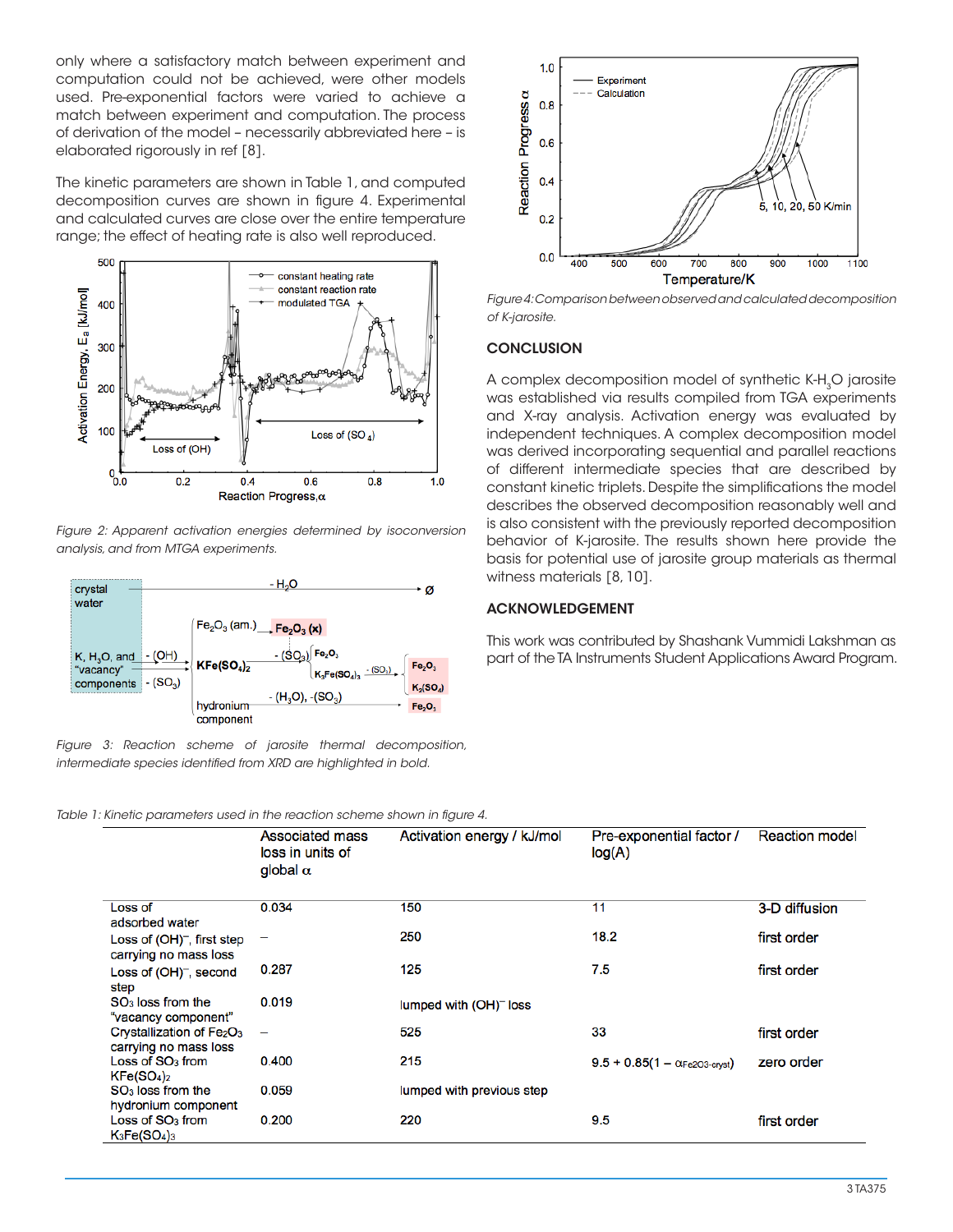only where a satisfactory match between experiment and computation could not be achieved, were other models used. Pre-exponential factors were varied to achieve a match between experiment and computation. The process of derivation of the model – necessarily abbreviated here – is elaborated rigorously in ref [8].

The kinetic parameters are shown in Table 1, and computed decomposition curves are shown in figure 4. Experimental and calculated curves are close over the entire temperature range; the effect of heating rate is also well reproduced.

*Figure 2: Apparent activation energies determined by isoconversion analysis, and from MTGA experiments.*

*Figure 3: Reaction scheme of jarosite thermal decomposition, intermediate species identified from XRD are highlighted in bold.*

*Figure 4: Comparison between observed and calculated decomposition of K-jarosite.*

## CONCLUSION

A complex decomposition model of synthetic K-$H_3O$ jarosite was established via results compiled from TGA experiments and X-ray analysis. Activation energy was evaluated by independent techniques. A complex decomposition model was derived incorporating sequential and parallel reactions of different intermediate species that are described by constant kinetic triplets. Despite the simplifications the model describes the observed decomposition reasonably well and is also consistent with the previously reported decomposition behavior of K-jarosite. The results shown here provide the basis for potential use of jarosite group materials as thermal witness materials [8, 10].

## ACKNOWLEDGEMENT

This work was contributed by Shashank Vummidi Lakshman as part of the TA Instruments Student Applications Award Program.

*Table 1: Kinetic parameters used in the reaction scheme shown in figure 4.*

| | Associated mass loss in units of global $\alpha$ | Activation energy / kJ/mol | Pre-exponential factor / log(A) | Reaction model |
|---|---|---|---|---|
| Loss of adsorbed water | 0.034 | 150 | 11 | 3-D diffusion |
| Loss of $(OH)^-$, first step carrying no mass loss | – | 250 | 18.2 | first order |
| Loss of $(OH)^-$, second step | 0.287 | 125 | 7.5 | first order |
| $SO_3$ loss from the "vacancy component" | 0.019 | lumped with $(OH)^-$ loss | | |
| Crystallization of $Fe_2O_3$ carrying no mass loss | – | 525 | 33 | first order |
| Loss of $SO_3$ from $KFe(SO_4)_2$ | 0.400 | 215 | $9.5 + 0.85(1 - \alpha_{Fe2O3\text{-}cryst})$ | zero order |
| $SO_3$ loss from the hydronium component | 0.059 | lumped with previous step | | |
| Loss of $SO_3$ from $K_3Fe(SO_4)_3$ | 0.200 | 220 | 9.5 | first order |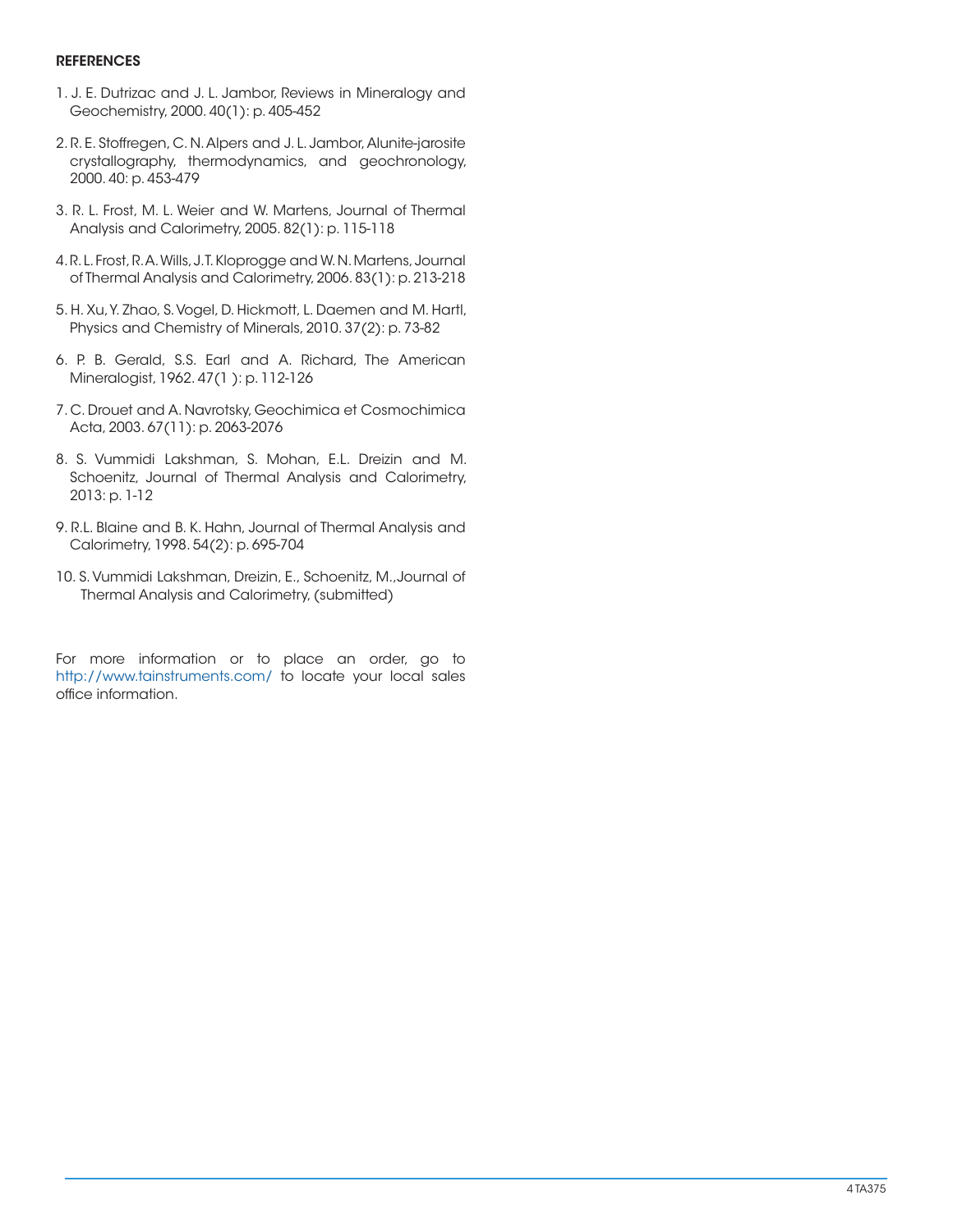## REFERENCES

1. J. E. Dutrizac and J. L. Jambor, Reviews in Mineralogy and Geochemistry, 2000. 40(1): p. 405-452
2. R. E. Stoffregen, C. N. Alpers and J. L. Jambor, Alunite-jarosite crystallography, thermodynamics, and geochronology, 2000. 40: p. 453-479
3. R. L. Frost, M. L. Weier and W. Martens, Journal of Thermal Analysis and Calorimetry, 2005. 82(1): p. 115-118
4. R. L. Frost, R. A. Wills, J.T. Kloprogge and W. N. Martens, Journal of Thermal Analysis and Calorimetry, 2006. 83(1): p. 213-218
5. H. Xu, Y. Zhao, S. Vogel, D. Hickmott, L. Daemen and M. Hartl, Physics and Chemistry of Minerals, 2010. 37(2): p. 73-82
6. P. B. Gerald, S.S. Earl and A. Richard, The American Mineralogist, 1962. 47(1 ): p. 112-126
7. C. Drouet and A. Navrotsky, Geochimica et Cosmochimica Acta, 2003. 67(11): p. 2063-2076
8. S. Vummidi Lakshman, S. Mohan, E.L. Dreizin and M. Schoenitz, Journal of Thermal Analysis and Calorimetry, 2013: p. 1-12
9. R.L. Blaine and B. K. Hahn, Journal of Thermal Analysis and Calorimetry, 1998. 54(2): p. 695-704
10. S. Vummidi Lakshman, Dreizin, E., Schoenitz, M.,Journal of Thermal Analysis and Calorimetry, (submitted)

For more information or to place an order, go to http://www.tainstruments.com/ to locate your local sales office information.